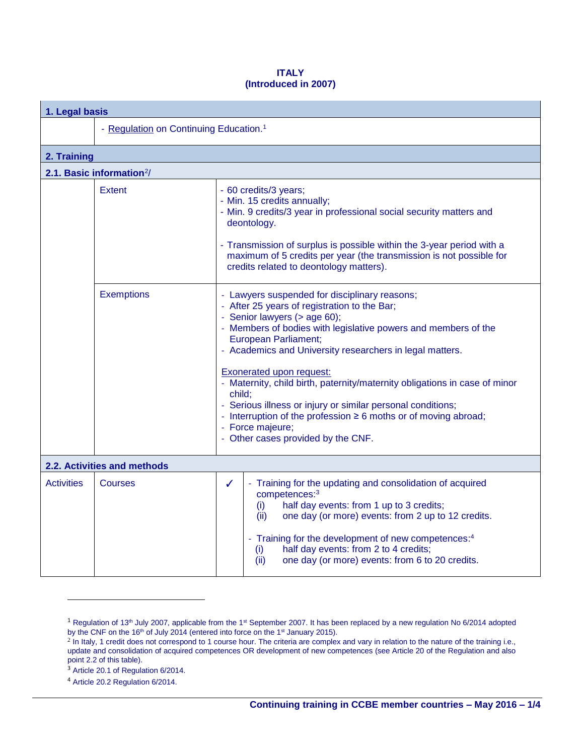**ITALY**
**(Introduced in 2007)**

| 1. Legal basis | | | |
|---|---|---|---|
| | - Regulation on Continuing Education.[1] | | |
| **2. Training** | | | |
| **2.1. Basic information**[2]/ | | | |
| | Extent | - 60 credits/3 years;<br>- Min. 15 credits annually;<br>- Min. 9 credits/3 year in professional social security matters and deontology.<br><br>- Transmission of surplus is possible within the 3-year period with a maximum of 5 credits per year (the transmission is not possible for credits related to deontology matters). | |
| | Exemptions | - Lawyers suspended for disciplinary reasons;<br>- After 25 years of registration to the Bar;<br>- Senior lawyers (> age 60);<br>- Members of bodies with legislative powers and members of the European Parliament;<br>- Academics and University researchers in legal matters.<br><br>Exonerated upon request:<br>- Maternity, child birth, paternity/maternity obligations in case of minor child;<br>- Serious illness or injury or similar personal conditions;<br>- Interruption of the profession ≥ 6 moths or of moving abroad;<br>- Force majeure;<br>- Other cases provided by the CNF. | |
| **2.2. Activities and methods** | | | |
| Activities | Courses | ✓ | - Training for the updating and consolidation of acquired competences:[3]<br>(i) half day events: from 1 up to 3 credits;<br>(ii) one day (or more) events: from 2 up to 12 credits.<br><br>- Training for the development of new competences:[4]<br>(i) half day events: from 2 to 4 credits;<br>(ii) one day (or more) events: from 6 to 20 credits. |

[1] Regulation of 13th July 2007, applicable from the 1st September 2007. It has been replaced by a new regulation No 6/2014 adopted by the CNF on the 16th of July 2014 (entered into force on the 1st January 2015).

[2] In Italy, 1 credit does not correspond to 1 course hour. The criteria are complex and vary in relation to the nature of the training i.e., update and consolidation of acquired competences OR development of new competences (see Article 20 of the Regulation and also point 2.2 of this table).

[3] Article 20.1 of Regulation 6/2014.

[4] Article 20.2 Regulation 6/2014.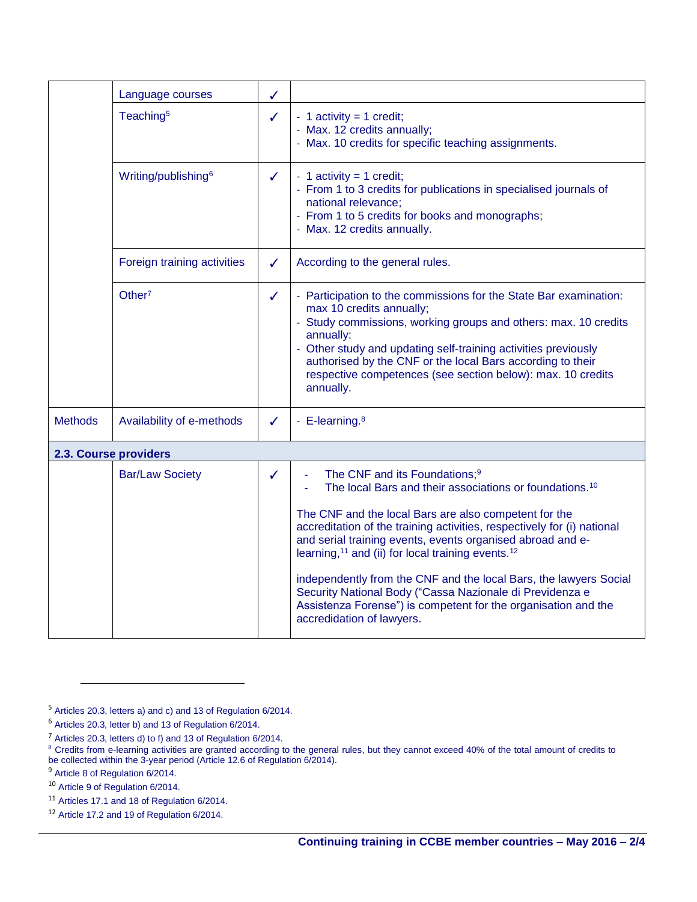| | | | |
|---|---|---|---|
| | Language courses | ✓ | |
| | Teaching[5] | ✓ | - 1 activity = 1 credit;<br>- Max. 12 credits annually;<br>- Max. 10 credits for specific teaching assignments. |
| | Writing/publishing[6] | ✓ | - 1 activity = 1 credit;<br>- From 1 to 3 credits for publications in specialised journals of national relevance;<br>- From 1 to 5 credits for books and monographs;<br>- Max. 12 credits annually. |
| | Foreign training activities | ✓ | According to the general rules. |
| | Other[7] | ✓ | - Participation to the commissions for the State Bar examination: max 10 credits annually;<br>- Study commissions, working groups and others: max. 10 credits annually:<br>- Other study and updating self-training activities previously authorised by the CNF or the local Bars according to their respective competences (see section below): max. 10 credits annually. |
| Methods | Availability of e-methods | ✓ | - E-learning.[8] |
| **2.3. Course providers** | | | |
| | Bar/Law Society | ✓ | - The CNF and its Foundations;[9]<br>- The local Bars and their associations or foundations.[10]<br><br>The CNF and the local Bars are also competent for the accreditation of the training activities, respectively for (i) national and serial training events, events organised abroad and e-learning,[11] and (ii) for local training events.[12]<br><br>independently from the CNF and the local Bars, the lawyers Social Security National Body ("Cassa Nazionale di Previdenza e Assistenza Forense") is competent for the organisation and the accredidation of lawyers. |

[5] Articles 20.3, letters a) and c) and 13 of Regulation 6/2014.

[6] Articles 20.3, letter b) and 13 of Regulation 6/2014.

[7] Articles 20.3, letters d) to f) and 13 of Regulation 6/2014.

[8] Credits from e-learning activities are granted according to the general rules, but they cannot exceed 40% of the total amount of credits to be collected within the 3-year period (Article 12.6 of Regulation 6/2014).

[9] Article 8 of Regulation 6/2014.

[10] Article 9 of Regulation 6/2014.

[11] Articles 17.1 and 18 of Regulation 6/2014.

[12] Article 17.2 and 19 of Regulation 6/2014.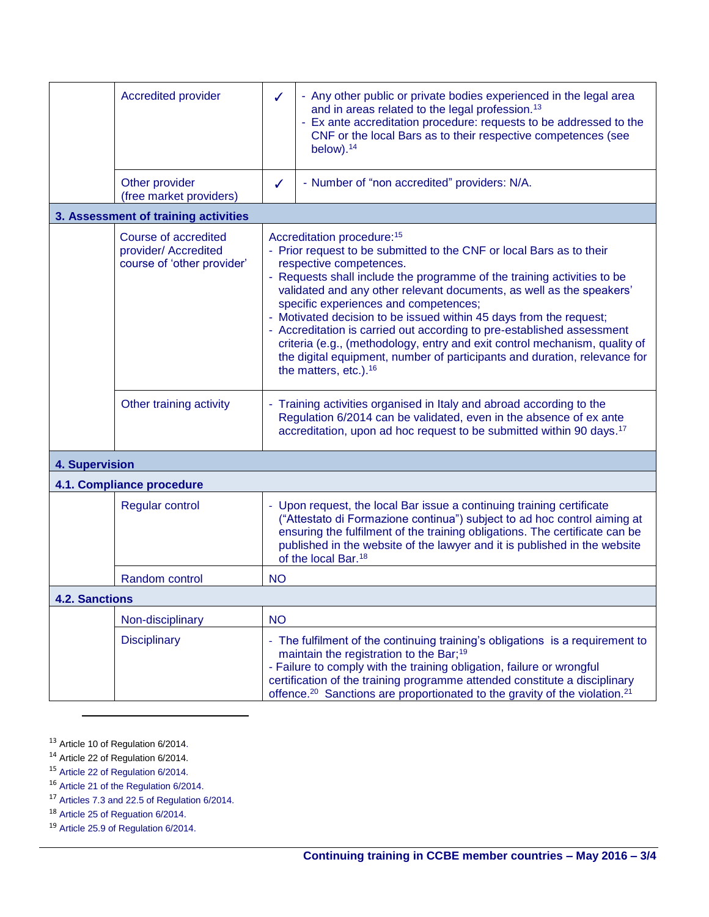| | | | |
|---|---|---|---|
| | Accredited provider | ✓ | - Any other public or private bodies experienced in the legal area and in areas related to the legal profession.[13]<br>- Ex ante accreditation procedure: requests to be addressed to the CNF or the local Bars as to their respective competences (see below).[14] |
| | Other provider (free market providers) | ✓ | - Number of "non accredited" providers: N/A. |
| **3. Assessment of training activities** | | | |
| | Course of accredited provider/ Accredited course of 'other provider' | Accreditation procedure:[15]<br>- Prior request to be submitted to the CNF or local Bars as to their respective competences.<br>- Requests shall include the programme of the training activities to be validated and any other relevant documents, as well as the speakers' specific experiences and competences;<br>- Motivated decision to be issued within 45 days from the request;<br>- Accreditation is carried out according to pre-established assessment criteria (e.g., (methodology, entry and exit control mechanism, quality of the digital equipment, number of participants and duration, relevance for the matters, etc.).[16] | |
| | Other training activity | - Training activities organised in Italy and abroad according to the Regulation 6/2014 can be validated, even in the absence of ex ante accreditation, upon ad hoc request to be submitted within 90 days.[17] | |
| **4. Supervision** | | | |
| **4.1. Compliance procedure** | | | |
| | Regular control | - Upon request, the local Bar issue a continuing training certificate ("Attestato di Formazione continua") subject to ad hoc control aiming at ensuring the fulfilment of the training obligations. The certificate can be published in the website of the lawyer and it is published in the website of the local Bar.[18] | |
| | Random control | NO | |
| **4.2. Sanctions** | | | |
| | Non-disciplinary | NO | |
| | Disciplinary | - The fulfilment of the continuing training's obligations is a requirement to maintain the registration to the Bar;[19]<br>- Failure to comply with the training obligation, failure or wrongful certification of the training programme attended constitute a disciplinary offence.[20] Sanctions are proportionated to the gravity of the violation.[21] | |

[13] Article 10 of Regulation 6/2014.
[14] Article 22 of Regulation 6/2014.
[15] Article 22 of Regulation 6/2014.
[16] Article 21 of the Regulation 6/2014.
[17] Articles 7.3 and 22.5 of Regulation 6/2014.
[18] Article 25 of Reguation 6/2014.
[19] Article 25.9 of Regulation 6/2014.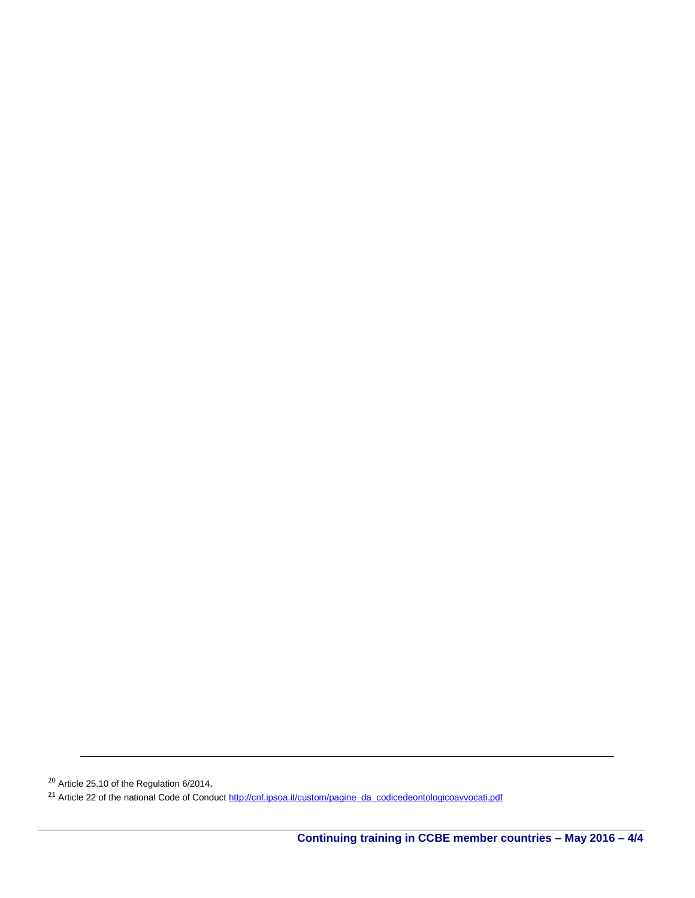[20] Article 25.10 of the Regulation 6/2014.

[21] Article 22 of the national Code of Conduct http://cnf.ipsoa.it/custom/pagine_da_codicedeontologicoavvocati.pdf